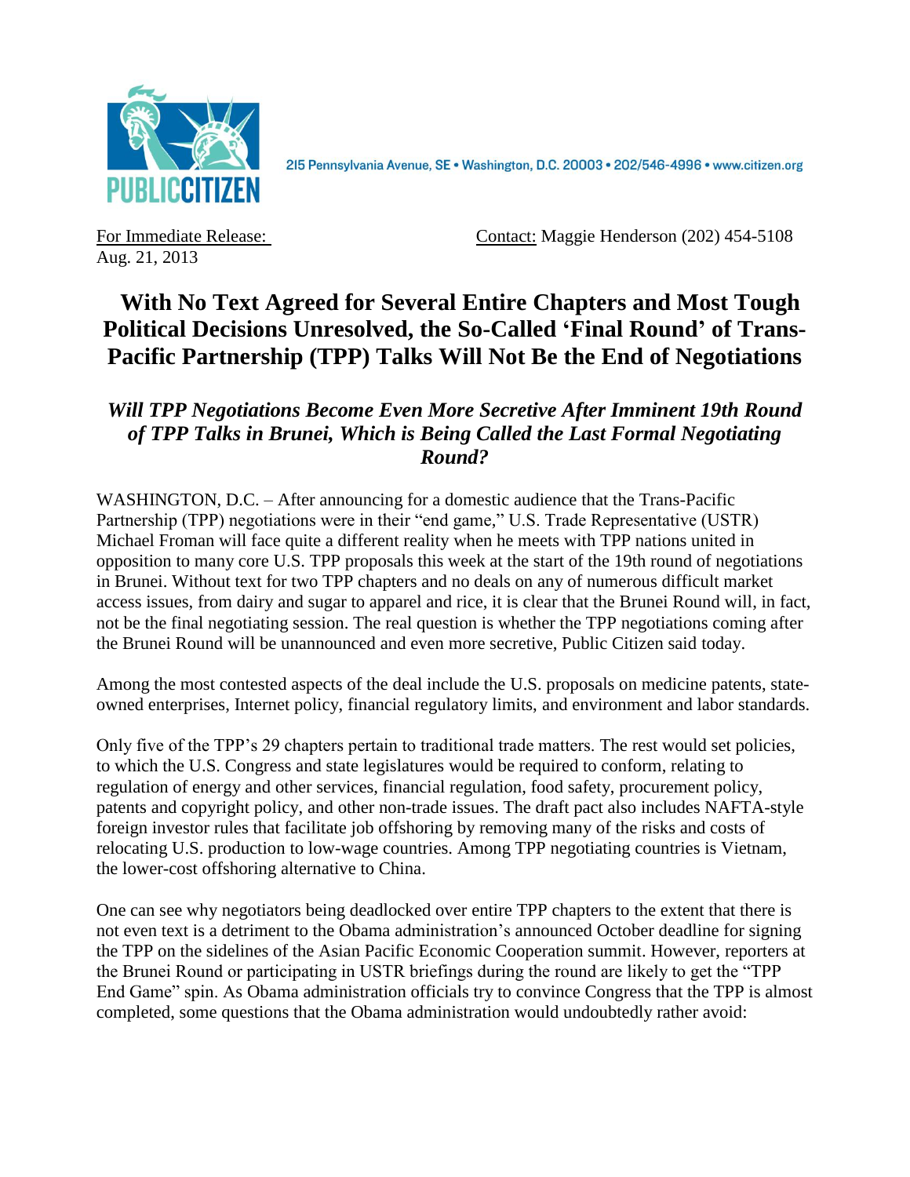PUBLIC CITIZEN

215 Pennsylvania Avenue, SE • Washington, D.C. 20003 • 202/546-4996 • www.citizen.org

For Immediate Release:
Aug. 21, 2013

Contact: Maggie Henderson (202) 454-5108

# With No Text Agreed for Several Entire Chapters and Most Tough Political Decisions Unresolved, the So-Called 'Final Round' of Trans-Pacific Partnership (TPP) Talks Will Not Be the End of Negotiations

## *Will TPP Negotiations Become Even More Secretive After Imminent 19th Round of TPP Talks in Brunei, Which is Being Called the Last Formal Negotiating Round?*

WASHINGTON, D.C. – After announcing for a domestic audience that the Trans-Pacific Partnership (TPP) negotiations were in their "end game," U.S. Trade Representative (USTR) Michael Froman will face quite a different reality when he meets with TPP nations united in opposition to many core U.S. TPP proposals this week at the start of the 19th round of negotiations in Brunei. Without text for two TPP chapters and no deals on any of numerous difficult market access issues, from dairy and sugar to apparel and rice, it is clear that the Brunei Round will, in fact, not be the final negotiating session. The real question is whether the TPP negotiations coming after the Brunei Round will be unannounced and even more secretive, Public Citizen said today.

Among the most contested aspects of the deal include the U.S. proposals on medicine patents, state-owned enterprises, Internet policy, financial regulatory limits, and environment and labor standards.

Only five of the TPP's 29 chapters pertain to traditional trade matters. The rest would set policies, to which the U.S. Congress and state legislatures would be required to conform, relating to regulation of energy and other services, financial regulation, food safety, procurement policy, patents and copyright policy, and other non-trade issues. The draft pact also includes NAFTA-style foreign investor rules that facilitate job offshoring by removing many of the risks and costs of relocating U.S. production to low-wage countries. Among TPP negotiating countries is Vietnam, the lower-cost offshoring alternative to China.

One can see why negotiators being deadlocked over entire TPP chapters to the extent that there is not even text is a detriment to the Obama administration's announced October deadline for signing the TPP on the sidelines of the Asian Pacific Economic Cooperation summit. However, reporters at the Brunei Round or participating in USTR briefings during the round are likely to get the "TPP End Game" spin. As Obama administration officials try to convince Congress that the TPP is almost completed, some questions that the Obama administration would undoubtedly rather avoid: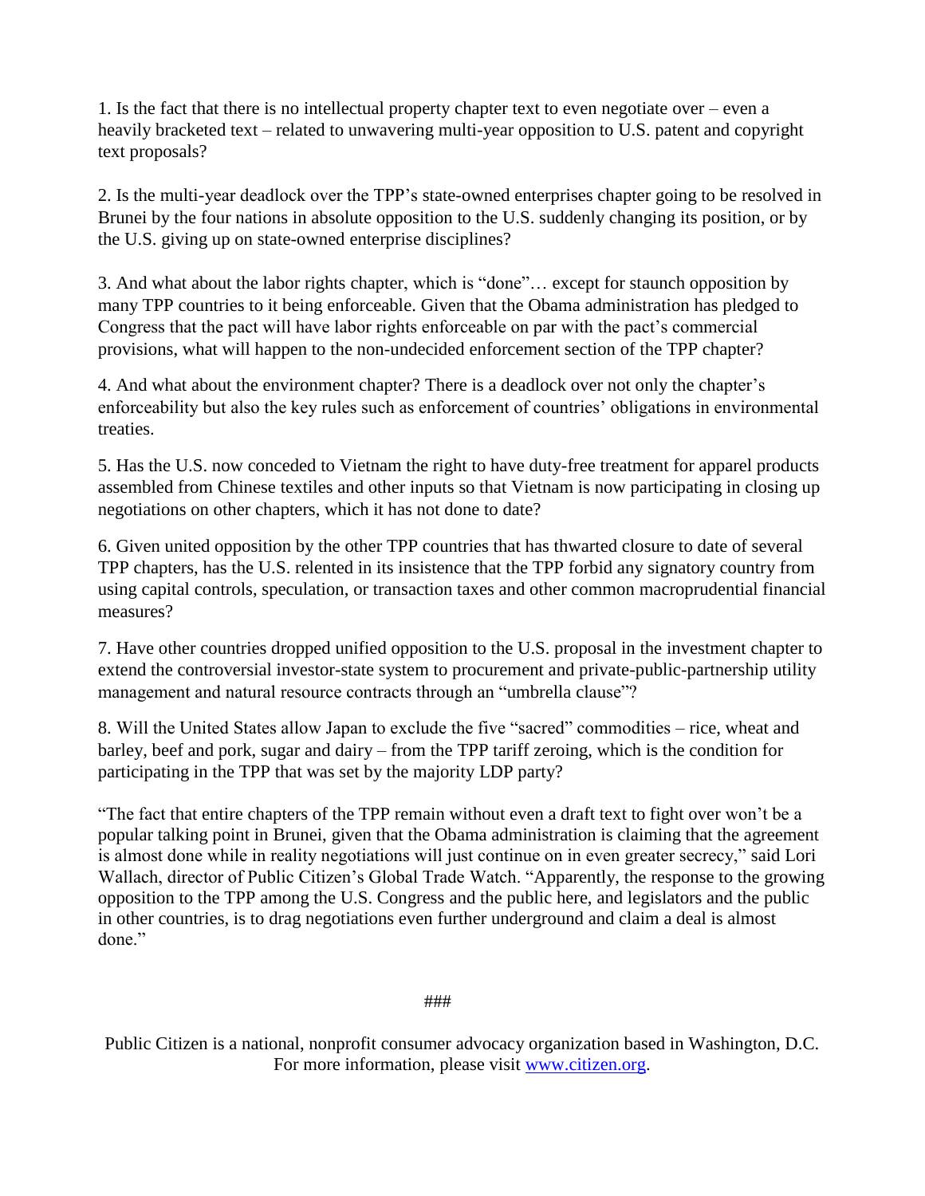1. Is the fact that there is no intellectual property chapter text to even negotiate over – even a heavily bracketed text – related to unwavering multi-year opposition to U.S. patent and copyright text proposals?

2. Is the multi-year deadlock over the TPP's state-owned enterprises chapter going to be resolved in Brunei by the four nations in absolute opposition to the U.S. suddenly changing its position, or by the U.S. giving up on state-owned enterprise disciplines?

3. And what about the labor rights chapter, which is "done"… except for staunch opposition by many TPP countries to it being enforceable. Given that the Obama administration has pledged to Congress that the pact will have labor rights enforceable on par with the pact's commercial provisions, what will happen to the non-undecided enforcement section of the TPP chapter?

4. And what about the environment chapter? There is a deadlock over not only the chapter's enforceability but also the key rules such as enforcement of countries' obligations in environmental treaties.

5. Has the U.S. now conceded to Vietnam the right to have duty-free treatment for apparel products assembled from Chinese textiles and other inputs so that Vietnam is now participating in closing up negotiations on other chapters, which it has not done to date?

6. Given united opposition by the other TPP countries that has thwarted closure to date of several TPP chapters, has the U.S. relented in its insistence that the TPP forbid any signatory country from using capital controls, speculation, or transaction taxes and other common macroprudential financial measures?

7. Have other countries dropped unified opposition to the U.S. proposal in the investment chapter to extend the controversial investor-state system to procurement and private-public-partnership utility management and natural resource contracts through an "umbrella clause"?

8. Will the United States allow Japan to exclude the five "sacred" commodities – rice, wheat and barley, beef and pork, sugar and dairy – from the TPP tariff zeroing, which is the condition for participating in the TPP that was set by the majority LDP party?

"The fact that entire chapters of the TPP remain without even a draft text to fight over won't be a popular talking point in Brunei, given that the Obama administration is claiming that the agreement is almost done while in reality negotiations will just continue on in even greater secrecy," said Lori Wallach, director of Public Citizen's Global Trade Watch. "Apparently, the response to the growing opposition to the TPP among the U.S. Congress and the public here, and legislators and the public in other countries, is to drag negotiations even further underground and claim a deal is almost done."

###

Public Citizen is a national, nonprofit consumer advocacy organization based in Washington, D.C. For more information, please visit www.citizen.org.